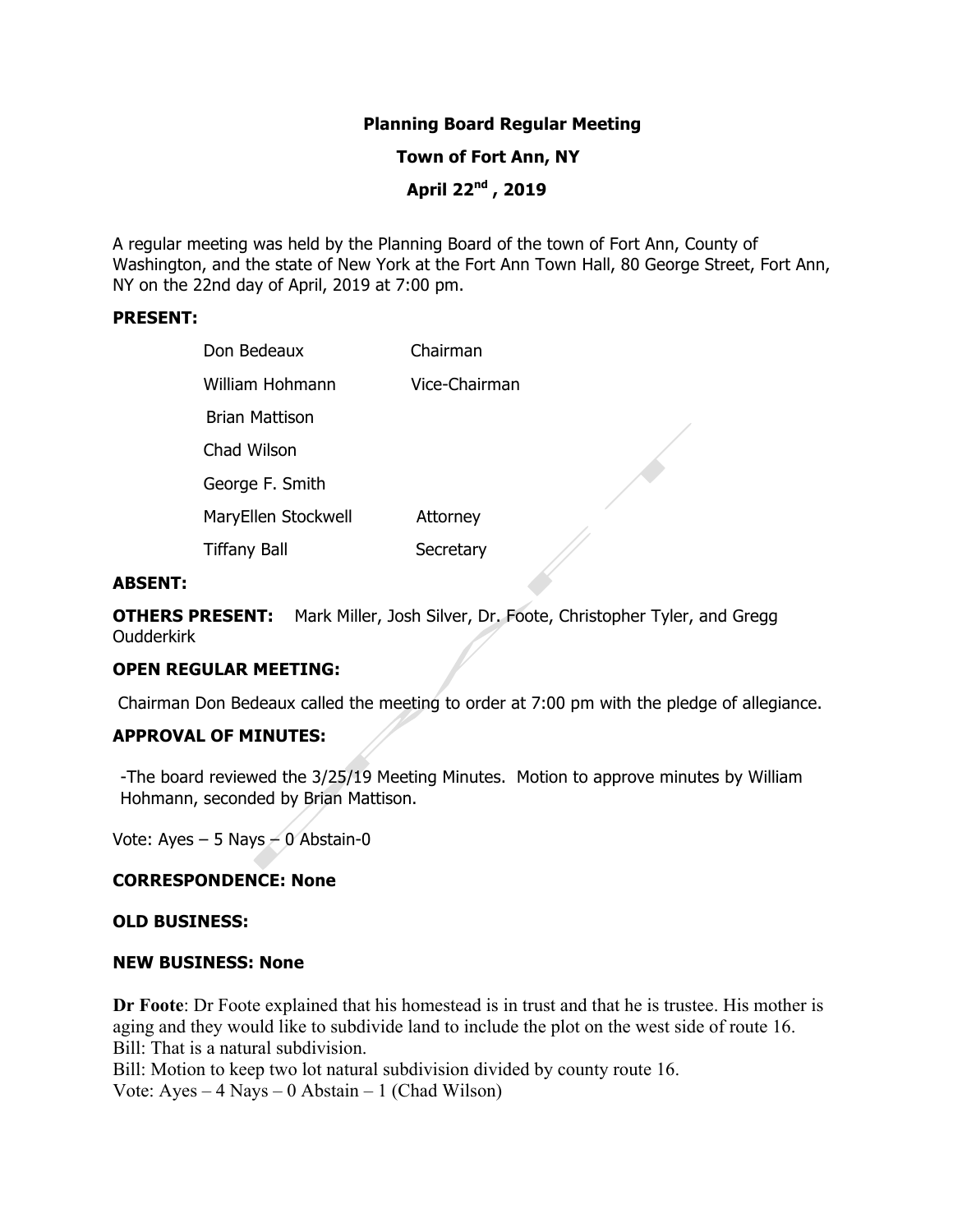# Planning Board Regular Meeting

## Town of Fort Ann, NY

## April 22nd , 2019

A regular meeting was held by the Planning Board of the town of Fort Ann, County of Washington, and the state of New York at the Fort Ann Town Hall, 80 George Street, Fort Ann, NY on the 22nd day of April, 2019 at 7:00 pm.

**PRESENT:**

| | |
|---|---|
| Don Bedeaux | Chairman |
| William Hohmann | Vice-Chairman |
| Brian Mattison | |
| Chad Wilson | |
| George F. Smith | |
| MaryEllen Stockwell | Attorney |
| Tiffany Ball | Secretary |

**ABSENT:**

**OTHERS PRESENT:** Mark Miller, Josh Silver, Dr. Foote, Christopher Tyler, and Gregg Oudderkirk

**OPEN REGULAR MEETING:**

Chairman Don Bedeaux called the meeting to order at 7:00 pm with the pledge of allegiance.

**APPROVAL OF MINUTES:**

-The board reviewed the 3/25/19 Meeting Minutes. Motion to approve minutes by William Hohmann, seconded by Brian Mattison.

Vote: Ayes – 5 Nays – 0 Abstain-0

**CORRESPONDENCE: None**

**OLD BUSINESS:**

**NEW BUSINESS: None**

**Dr Foote**: Dr Foote explained that his homestead is in trust and that he is trustee. His mother is aging and they would like to subdivide land to include the plot on the west side of route 16.
Bill: That is a natural subdivision.
Bill: Motion to keep two lot natural subdivision divided by county route 16.
Vote: Ayes – 4 Nays – 0 Abstain – 1 (Chad Wilson)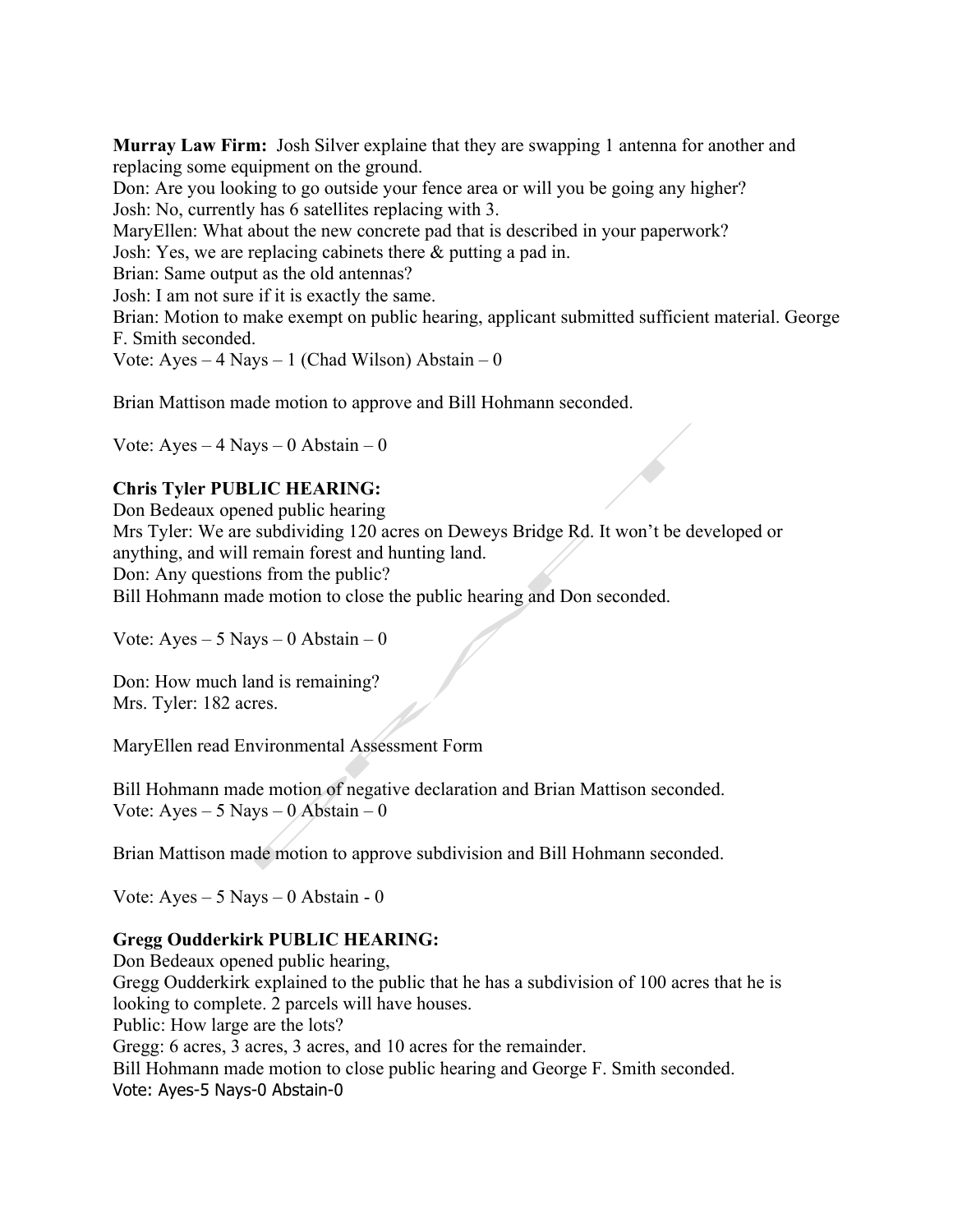**Murray Law Firm:** Josh Silver explaine that they are swapping 1 antenna for another and replacing some equipment on the ground.

Don: Are you looking to go outside your fence area or will you be going any higher?

Josh: No, currently has 6 satellites replacing with 3.

MaryEllen: What about the new concrete pad that is described in your paperwork?

Josh: Yes, we are replacing cabinets there & putting a pad in.

Brian: Same output as the old antennas?

Josh: I am not sure if it is exactly the same.

Brian: Motion to make exempt on public hearing, applicant submitted sufficient material. George F. Smith seconded.

Vote: Ayes – 4 Nays – 1 (Chad Wilson) Abstain – 0

Brian Mattison made motion to approve and Bill Hohmann seconded.

Vote: Ayes – 4 Nays – 0 Abstain – 0

**Chris Tyler PUBLIC HEARING:**

Don Bedeaux opened public hearing

Mrs Tyler: We are subdividing 120 acres on Deweys Bridge Rd. It won't be developed or anything, and will remain forest and hunting land.

Don: Any questions from the public?

Bill Hohmann made motion to close the public hearing and Don seconded.

Vote: Ayes – 5 Nays – 0 Abstain – 0

Don: How much land is remaining?

Mrs. Tyler: 182 acres.

MaryEllen read Environmental Assessment Form

Bill Hohmann made motion of negative declaration and Brian Mattison seconded.

Vote: Ayes – 5 Nays – 0 Abstain – 0

Brian Mattison made motion to approve subdivision and Bill Hohmann seconded.

Vote: Ayes – 5 Nays – 0 Abstain - 0

**Gregg Oudderkirk PUBLIC HEARING:**

Don Bedeaux opened public hearing,

Gregg Oudderkirk explained to the public that he has a subdivision of 100 acres that he is looking to complete. 2 parcels will have houses.

Public: How large are the lots?

Gregg: 6 acres, 3 acres, 3 acres, and 10 acres for the remainder.

Bill Hohmann made motion to close public hearing and George F. Smith seconded.

Vote: Ayes-5 Nays-0 Abstain-0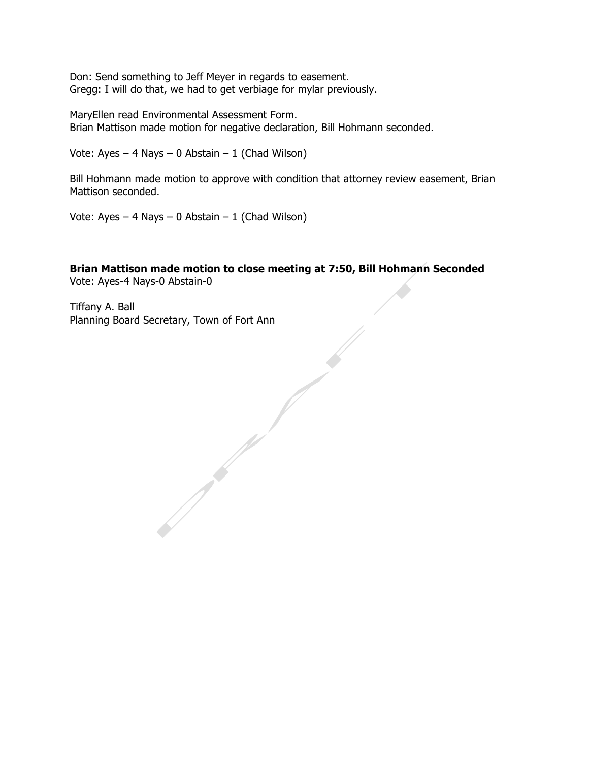Don: Send something to Jeff Meyer in regards to easement.
Gregg: I will do that, we had to get verbiage for mylar previously.

MaryEllen read Environmental Assessment Form.
Brian Mattison made motion for negative declaration, Bill Hohmann seconded.

Vote: Ayes – 4 Nays – 0 Abstain – 1 (Chad Wilson)

Bill Hohmann made motion to approve with condition that attorney review easement, Brian Mattison seconded.

Vote: Ayes – 4 Nays – 0 Abstain – 1 (Chad Wilson)

**Brian Mattison made motion to close meeting at 7:50, Bill Hohmann Seconded**
Vote: Ayes-4 Nays-0 Abstain-0

Tiffany A. Ball
Planning Board Secretary, Town of Fort Ann